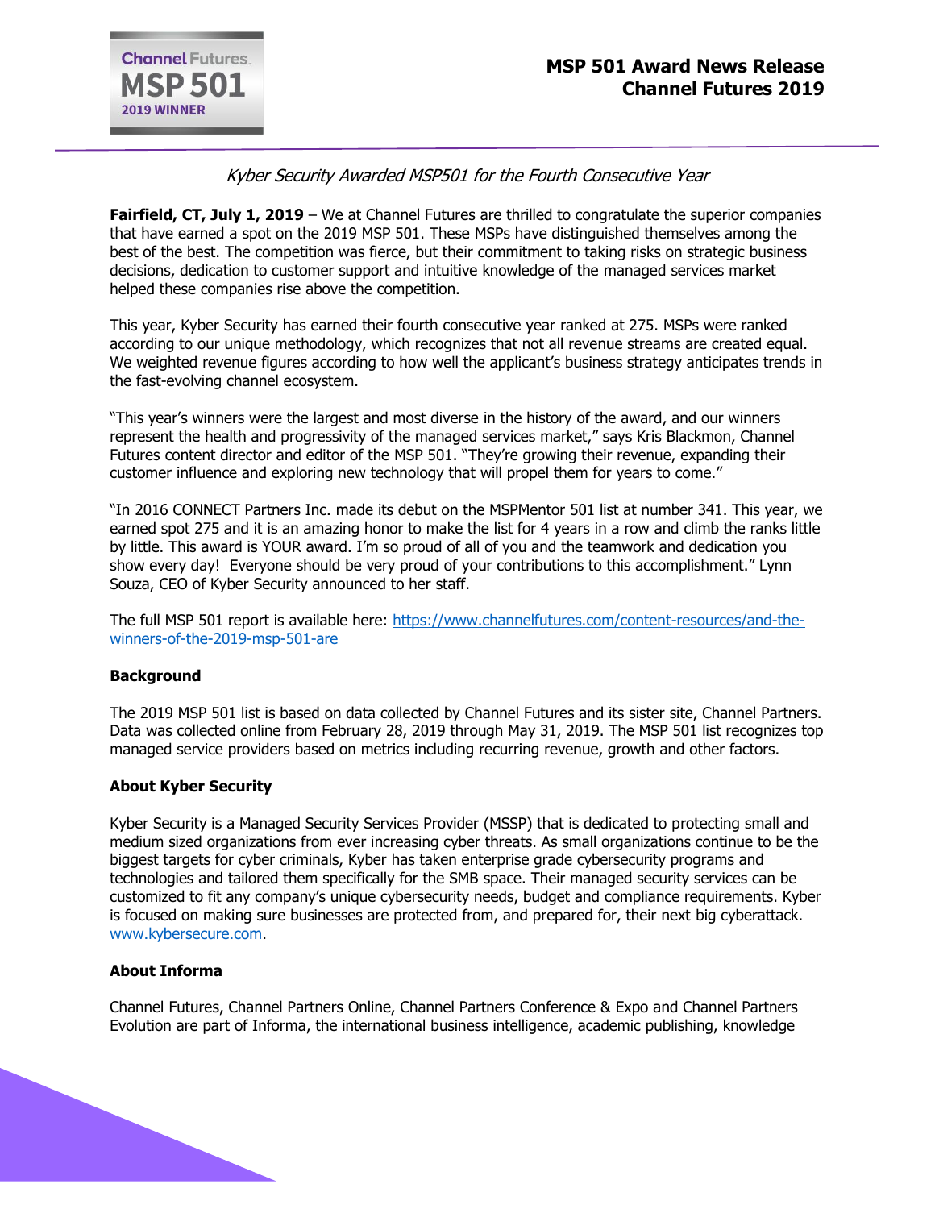# MSP 501 Award News Release
# Channel Futures 2019

*Kyber Security Awarded MSP501 for the Fourth Consecutive Year*

**Fairfield, CT, July 1, 2019** – We at Channel Futures are thrilled to congratulate the superior companies that have earned a spot on the 2019 MSP 501. These MSPs have distinguished themselves among the best of the best. The competition was fierce, but their commitment to taking risks on strategic business decisions, dedication to customer support and intuitive knowledge of the managed services market helped these companies rise above the competition.

This year, Kyber Security has earned their fourth consecutive year ranked at 275. MSPs were ranked according to our unique methodology, which recognizes that not all revenue streams are created equal. We weighted revenue figures according to how well the applicant's business strategy anticipates trends in the fast-evolving channel ecosystem.

"This year's winners were the largest and most diverse in the history of the award, and our winners represent the health and progressivity of the managed services market," says Kris Blackmon, Channel Futures content director and editor of the MSP 501. "They're growing their revenue, expanding their customer influence and exploring new technology that will propel them for years to come."

"In 2016 CONNECT Partners Inc. made its debut on the MSPMentor 501 list at number 341. This year, we earned spot 275 and it is an amazing honor to make the list for 4 years in a row and climb the ranks little by little. This award is YOUR award. I'm so proud of all of you and the teamwork and dedication you show every day! Everyone should be very proud of your contributions to this accomplishment." Lynn Souza, CEO of Kyber Security announced to her staff.

The full MSP 501 report is available here: https://www.channelfutures.com/content-resources/and-the-winners-of-the-2019-msp-501-are

**Background**

The 2019 MSP 501 list is based on data collected by Channel Futures and its sister site, Channel Partners. Data was collected online from February 28, 2019 through May 31, 2019. The MSP 501 list recognizes top managed service providers based on metrics including recurring revenue, growth and other factors.

**About Kyber Security**

Kyber Security is a Managed Security Services Provider (MSSP) that is dedicated to protecting small and medium sized organizations from ever increasing cyber threats. As small organizations continue to be the biggest targets for cyber criminals, Kyber has taken enterprise grade cybersecurity programs and technologies and tailored them specifically for the SMB space. Their managed security services can be customized to fit any company's unique cybersecurity needs, budget and compliance requirements. Kyber is focused on making sure businesses are protected from, and prepared for, their next big cyberattack. www.kybersecure.com.

**About Informa**

Channel Futures, Channel Partners Online, Channel Partners Conference & Expo and Channel Partners Evolution are part of Informa, the international business intelligence, academic publishing, knowledge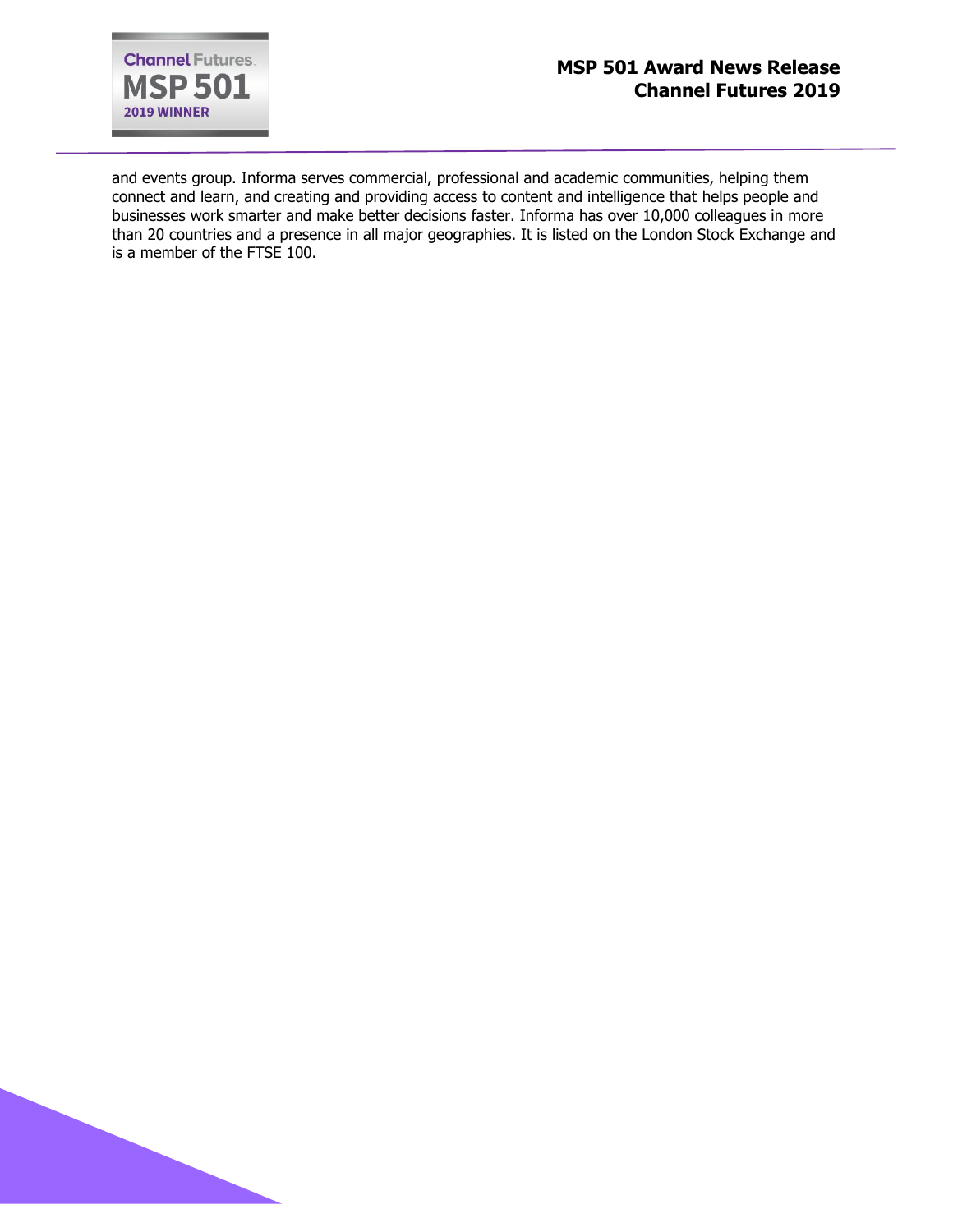and events group. Informa serves commercial, professional and academic communities, helping them connect and learn, and creating and providing access to content and intelligence that helps people and businesses work smarter and make better decisions faster. Informa has over 10,000 colleagues in more than 20 countries and a presence in all major geographies. It is listed on the London Stock Exchange and is a member of the FTSE 100.